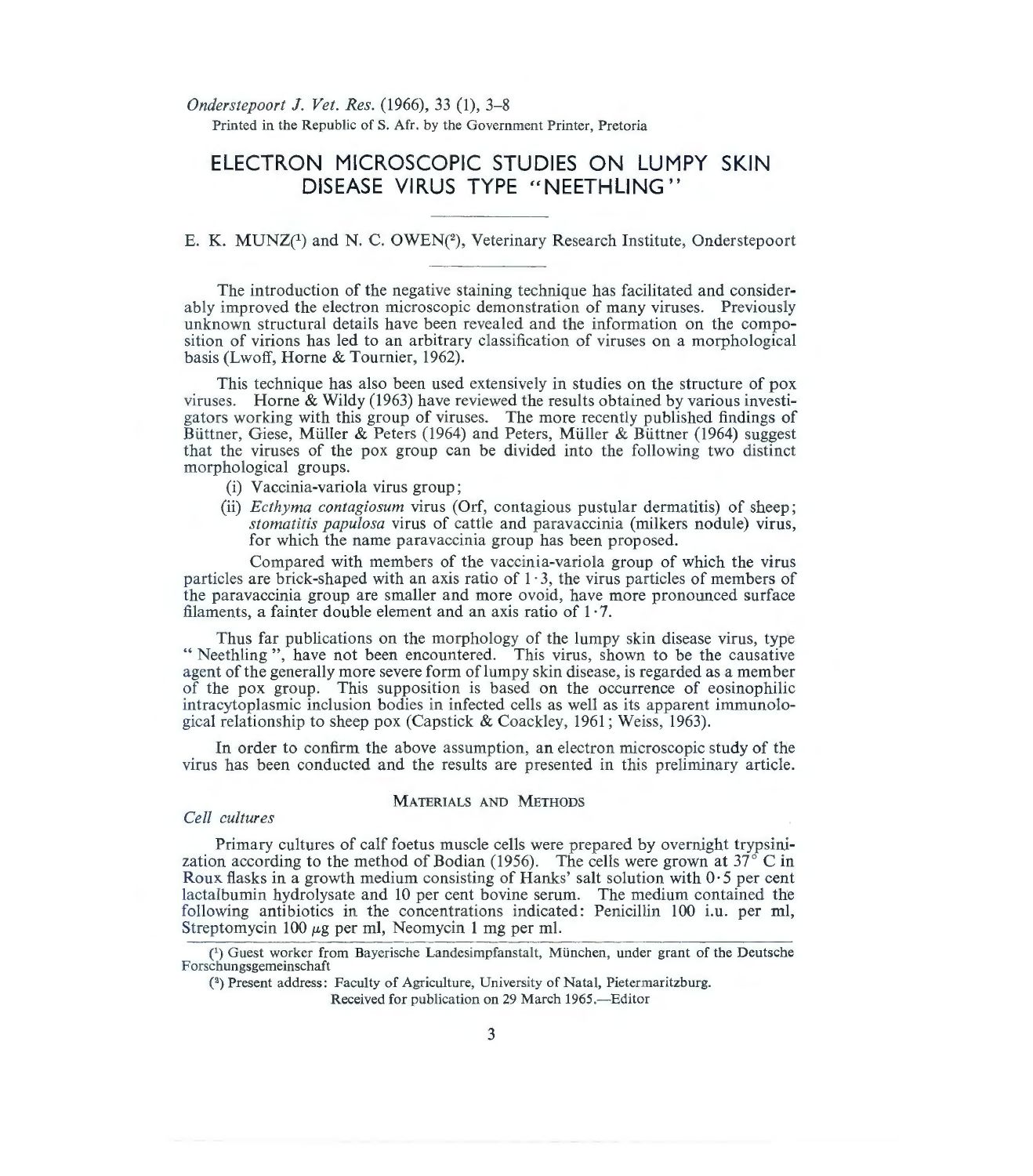# ELECTRON MICROSCOPIC STUDIES ON LUMPY SKIN DISEASE VIRUS TYPE "NEETHLING"

E. K. MUNZ[1] and N. C. OWEN[2], Veterinary Research Institute, Onderstepoort

The introduction of the negative staining technique has facilitated and considerably improved the electron microscopic demonstration of many viruses. Previously unknown structural details have been revealed and the information on the composition of virions has led to an arbitrary classification of viruses on a morphological basis (Lwoff, Horne & Tournier, 1962).

This technique has also been used extensively in studies on the structure of pox viruses. Horne & Wildy (1963) have reviewed the results obtained by various investigators working with this group of viruses. The more recently published findings of Büttner, Giese, Müller & Peters (1964) and Peters, Müller & Büttner (1964) suggest that the viruses of the pox group can be divided into the following two distinct morphological groups.

(i) Vaccinia-variola virus group;

(ii) *Ecthyma contagiosum* virus (Orf, contagious pustular dermatitis) of sheep; *stomatitis papulosa* virus of cattle and paravaccinia (milkers nodule) virus, for which the name paravaccinia group has been proposed.

Compared with members of the vaccinia-variola group of which the virus particles are brick-shaped with an axis ratio of 1·3, the virus particles of members of the paravaccinia group are smaller and more ovoid, have more pronounced surface filaments, a fainter double element and an axis ratio of 1·7.

Thus far publications on the morphology of the lumpy skin disease virus, type "Neethling", have not been encountered. This virus, shown to be the causative agent of the generally more severe form of lumpy skin disease, is regarded as a member of the pox group. This supposition is based on the occurrence of eosinophilic intracytoplasmic inclusion bodies in infected cells as well as its apparent immunological relationship to sheep pox (Capstick & Coackley, 1961; Weiss, 1963).

In order to confirm the above assumption, an electron microscopic study of the virus has been conducted and the results are presented in this preliminary article.

## Materials and Methods

### *Cell cultures*

Primary cultures of calf foetus muscle cells were prepared by overnight trypsinization according to the method of Bodian (1956). The cells were grown at 37° C in Roux flasks in a growth medium consisting of Hanks' salt solution with 0·5 per cent lactalbumin hydrolysate and 10 per cent bovine serum. The medium contained the following antibiotics in the concentrations indicated: Penicillin 100 i.u. per ml, Streptomycin 100 $\mu$g per ml, Neomycin 1 mg per ml.

[1] Guest worker from Bayerische Landesimpfanstalt, München, under grant of the Deutsche Forschungsgemeinschaft

[2] Present address: Faculty of Agriculture, University of Natal, Pietermaritzburg.

Received for publication on 29 March 1965.—Editor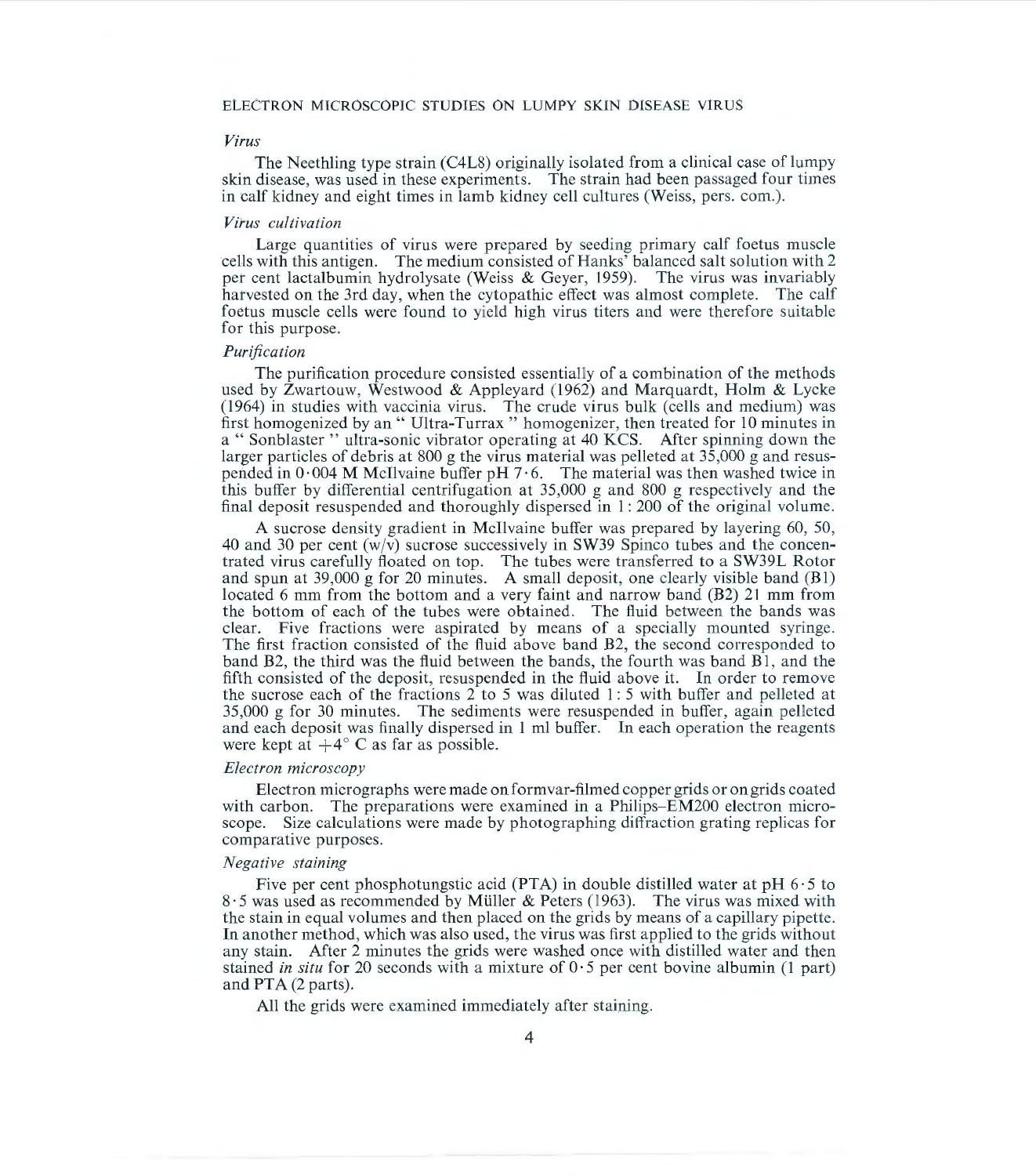### *Virus*

The Neethling type strain (C4L8) originally isolated from a clinical case of lumpy skin disease, was used in these experiments. The strain had been passaged four times in calf kidney and eight times in lamb kidney cell cultures (Weiss, pers. com.).

### *Virus cultivation*

Large quantities of virus were prepared by seeding primary calf foetus muscle cells with this antigen. The medium consisted of Hanks' balanced salt solution with 2 per cent lactalbumin hydrolysate (Weiss & Geyer, 1959). The virus was invariably harvested on the 3rd day, when the cytopathic effect was almost complete. The calf foetus muscle cells were found to yield high virus titers and were therefore suitable for this purpose.

### *Purification*

The purification procedure consisted essentially of a combination of the methods used by Zwartouw, Westwood & Appleyard (1962) and Marquardt, Holm & Lycke (1964) in studies with vaccinia virus. The crude virus bulk (cells and medium) was first homogenized by an " Ultra-Turrax " homogenizer, then treated for 10 minutes in a " Sonblaster " ultra-sonic vibrator operating at 40 KCS. After spinning down the larger particles of debris at 800 g the virus material was pelleted at 35,000 g and resuspended in 0·004 M McIlvaine buffer pH 7·6. The material was then washed twice in this buffer by differential centrifugation at 35,000 g and 800 g respectively and the final deposit resuspended and thoroughly dispersed in 1 : 200 of the original volume.

A sucrose density gradient in McIlvaine buffer was prepared by layering 60, 50, 40 and 30 per cent (w/v) sucrose successively in SW39 Spinco tubes and the concentrated virus carefully floated on top. The tubes were transferred to a SW39L Rotor and spun at 39,000 g for 20 minutes. A small deposit, one clearly visible band (B1) located 6 mm from the bottom and a very faint and narrow band (B2) 21 mm from the bottom of each of the tubes were obtained. The fluid between the bands was clear. Five fractions were aspirated by means of a specially mounted syringe. The first fraction consisted of the fluid above band B2, the second corresponded to band B2, the third was the fluid between the bands, the fourth was band B1, and the fifth consisted of the deposit, resuspended in the fluid above it. In order to remove the sucrose each of the fractions 2 to 5 was diluted 1 : 5 with buffer and pelleted at 35,000 g for 30 minutes. The sediments were resuspended in buffer, again pelleted and each deposit was finally dispersed in 1 ml buffer. In each operation the reagents were kept at +4° C as far as possible.

### *Electron microscopy*

Electron micrographs were made on formvar-filmed copper grids or on grids coated with carbon. The preparations were examined in a Philips–EM200 electron microscope. Size calculations were made by photographing diffraction grating replicas for comparative purposes.

### *Negative staining*

Five per cent phosphotungstic acid (PTA) in double distilled water at pH 6·5 to 8·5 was used as recommended by Müller & Peters (1963). The virus was mixed with the stain in equal volumes and then placed on the grids by means of a capillary pipette. In another method, which was also used, the virus was first applied to the grids without any stain. After 2 minutes the grids were washed once with distilled water and then stained *in situ* for 20 seconds with a mixture of 0·5 per cent bovine albumin (1 part) and PTA (2 parts).

All the grids were examined immediately after staining.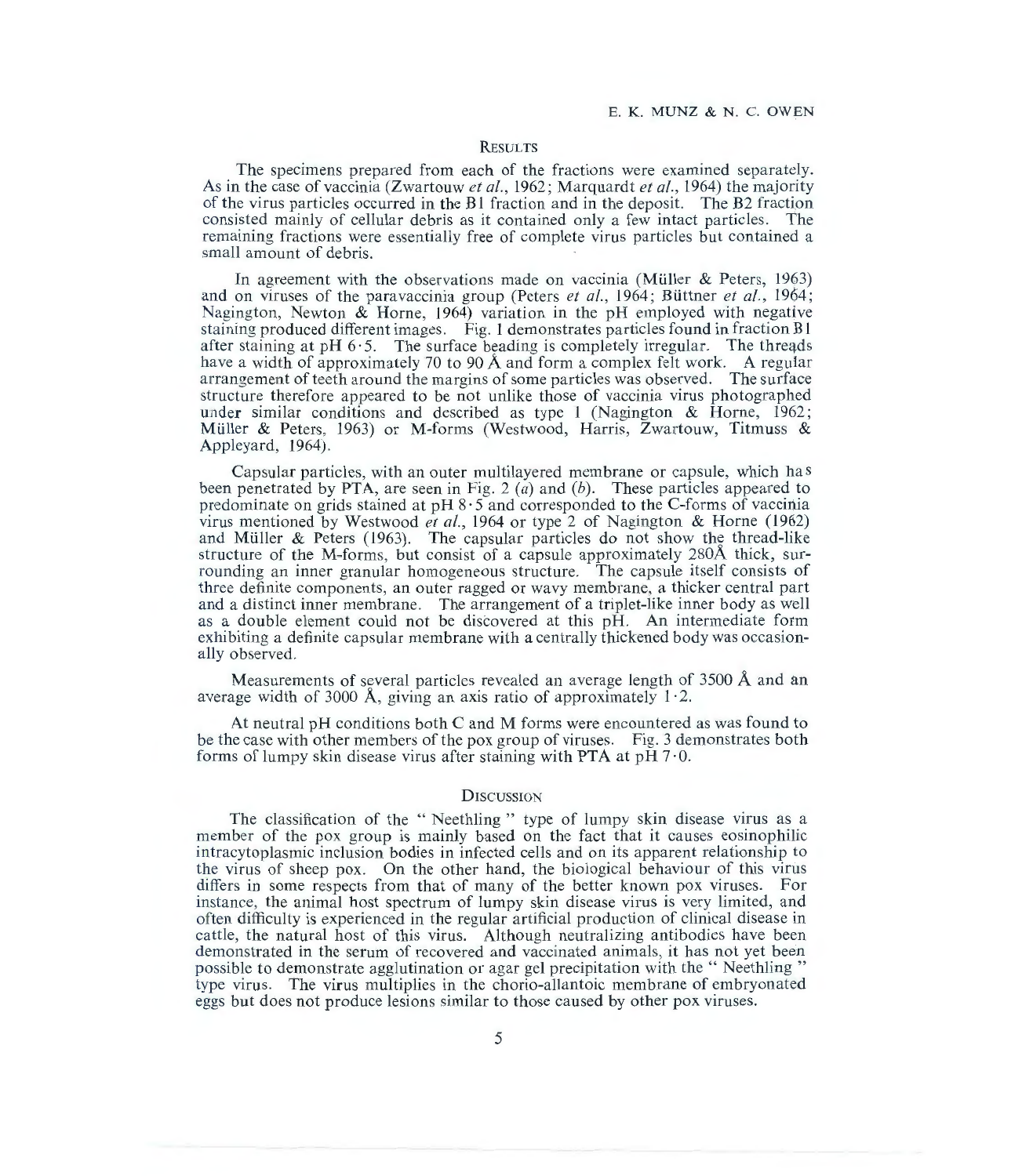## Results

The specimens prepared from each of the fractions were examined separately. As in the case of vaccinia (Zwartouw *et al.*, 1962; Marquardt *et al.*, 1964) the majority of the virus particles occurred in the B1 fraction and in the deposit. The B2 fraction consisted mainly of cellular debris as it contained only a few intact particles. The remaining fractions were essentially free of complete virus particles but contained a small amount of debris.

In agreement with the observations made on vaccinia (Müller & Peters, 1963) and on viruses of the paravaccinia group (Peters *et al.*, 1964; Büttner *et al.*, 1964; Nagington, Newton & Horne, 1964) variation in the pH employed with negative staining produced different images. Fig. 1 demonstrates particles found in fraction B1 after staining at pH 6·5. The surface beading is completely irregular. The threads have a width of approximately 70 to 90 Å and form a complex felt work. A regular arrangement of teeth around the margins of some particles was observed. The surface structure therefore appeared to be not unlike those of vaccinia virus photographed under similar conditions and described as type 1 (Nagington & Horne, 1962; Müller & Peters, 1963) or M-forms (Westwood, Harris, Zwartouw, Titmuss & Appleyard, 1964).

Capsular particles, with an outer multilayered membrane or capsule, which has been penetrated by PTA, are seen in Fig. 2 (*a*) and (*b*). These particles appeared to predominate on grids stained at pH 8·5 and corresponded to the C-forms of vaccinia virus mentioned by Westwood *et al.*, 1964 or type 2 of Nagington & Horne (1962) and Müller & Peters (1963). The capsular particles do not show the thread-like structure of the M-forms, but consist of a capsule approximately 280Å thick, surrounding an inner granular homogeneous structure. The capsule itself consists of three definite components, an outer ragged or wavy membrane, a thicker central part and a distinct inner membrane. The arrangement of a triplet-like inner body as well as a double element could not be discovered at this pH. An intermediate form exhibiting a definite capsular membrane with a centrally thickened body was occasionally observed.

Measurements of several particles revealed an average length of 3500 Å and an average width of 3000 Å, giving an axis ratio of approximately 1·2.

At neutral pH conditions both C and M forms were encountered as was found to be the case with other members of the pox group of viruses. Fig. 3 demonstrates both forms of lumpy skin disease virus after staining with PTA at pH 7·0.

## Discussion

The classification of the "Neethling" type of lumpy skin disease virus as a member of the pox group is mainly based on the fact that it causes eosinophilic intracytoplasmic inclusion bodies in infected cells and on its apparent relationship to the virus of sheep pox. On the other hand, the biological behaviour of this virus differs in some respects from that of many of the better known pox viruses. For instance, the animal host spectrum of lumpy skin disease virus is very limited, and often difficulty is experienced in the regular artificial production of clinical disease in cattle, the natural host of this virus. Although neutralizing antibodies have been demonstrated in the serum of recovered and vaccinated animals, it has not yet been possible to demonstrate agglutination or agar gel precipitation with the "Neethling" type virus. The virus multiplies in the chorio-allantoic membrane of embryonated eggs but does not produce lesions similar to those caused by other pox viruses.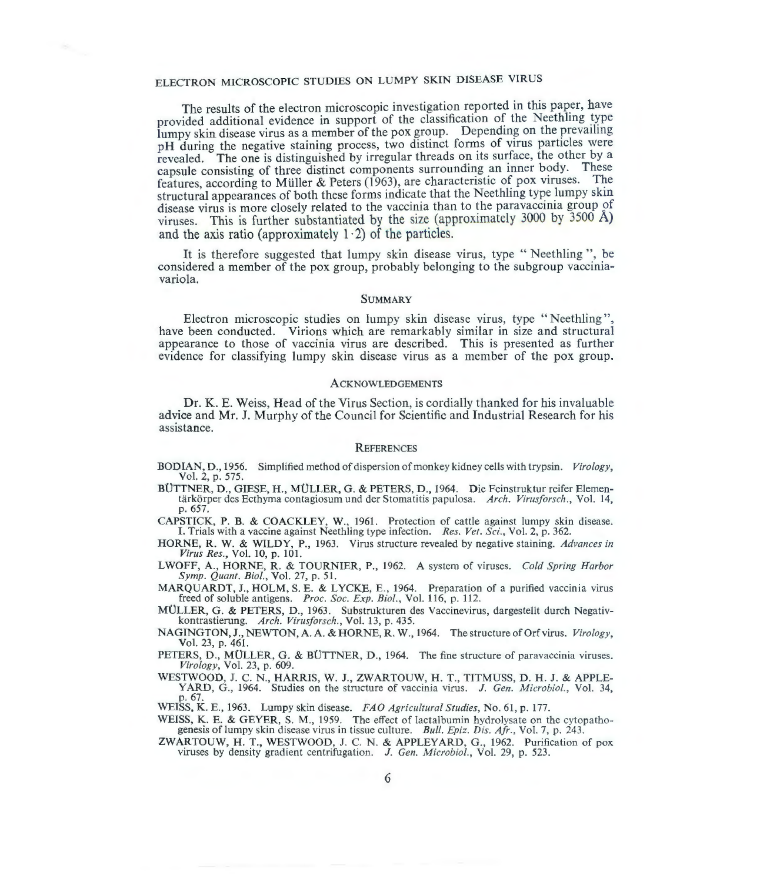The results of the electron microscopic investigation reported in this paper, have provided additional evidence in support of the classification of the Neethling type lumpy skin disease virus as a member of the pox group. Depending on the prevailing pH during the negative staining process, two distinct forms of virus particles were revealed. The one is distinguished by irregular threads on its surface, the other by a capsule consisting of three distinct components surrounding an inner body. These features, according to Müller & Peters (1963), are characteristic of pox viruses. The structural appearances of both these forms indicate that the Neethling type lumpy skin disease virus is more closely related to the vaccinia than to the paravaccinia group of viruses. This is further substantiated by the size (approximately 3000 by 3500 Å) and the axis ratio (approximately 1·2) of the particles.

It is therefore suggested that lumpy skin disease virus, type "Neethling", be considered a member of the pox group, probably belonging to the subgroup vaccinia-variola.

## Summary

Electron microscopic studies on lumpy skin disease virus, type "Neethling", have been conducted. Virions which are remarkably similar in size and structural appearance to those of vaccinia virus are described. This is presented as further evidence for classifying lumpy skin disease virus as a member of the pox group.

## Acknowledgements

Dr. K. E. Weiss, Head of the Virus Section, is cordially thanked for his invaluable advice and Mr. J. Murphy of the Council for Scientific and Industrial Research for his assistance.

## References

BODIAN, D., 1956. Simplified method of dispersion of monkey kidney cells with trypsin. *Virology*, Vol. 2, p. 575.

BÜTTNER, D., GIESE, H., MÜLLER, G. & PETERS, D., 1964. Die Feinstruktur reifer Elementärkörper des Ecthyma contagiosum und der Stomatitis papulosa. *Arch. Virusforsch.*, Vol. 14, p. 657.

CAPSTICK, P. B. & COACKLEY, W., 1961. Protection of cattle against lumpy skin disease. I. Trials with a vaccine against Neethling type infection. *Res. Vet. Sci.*, Vol. 2, p. 362.

HORNE, R. W. & WILDY, P., 1963. Virus structure revealed by negative staining. *Advances in Virus Res.*, Vol. 10, p. 101.

LWOFF, A., HORNE, R. & TOURNIER, P., 1962. A system of viruses. *Cold Spring Harbor Symp. Quant. Biol.*, Vol. 27, p. 51.

MARQUARDT, J., HOLM, S. E. & LYCKE, E., 1964. Preparation of a purified vaccinia virus freed of soluble antigens. *Proc. Soc. Exp. Biol.*, Vol. 116, p. 112.

MÜLLER, G. & PETERS, D., 1963. Substrukturen des Vaccinevirus, dargestellt durch Negativkontrastierung. *Arch. Virusforsch.*, Vol. 13, p. 435.

NAGINGTON, J., NEWTON, A. A. & HORNE, R. W., 1964. The structure of Orf virus. *Virology*, Vol. 23, p. 461.

PETERS, D., MÜLLER, G. & BÜTTNER, D., 1964. The fine structure of paravaccinia viruses. *Virology*, Vol. 23, p. 609.

WESTWOOD, J. C. N., HARRIS, W. J., ZWARTOUW, H. T., TITMUSS, D. H. J. & APPLEYARD, G., 1964. Studies on the structure of vaccinia virus. *J. Gen. Microbiol.*, Vol. 34, p. 67.

WEISS, K. E., 1963. Lumpy skin disease. *FAO Agricultural Studies*, No. 61, p. 177.

WEISS, K. E. & GEYER, S. M., 1959. The effect of lactalbumin hydrolysate on the cytopathogenesis of lumpy skin disease virus in tissue culture. *Bull. Epiz. Dis. Afr.*, Vol. 7, p. 243.

ZWARTOUW, H. T., WESTWOOD, J. C. N. & APPLEYARD, G., 1962. Purification of pox viruses by density gradient centrifugation. *J. Gen. Microbiol.*, Vol. 29, p. 523.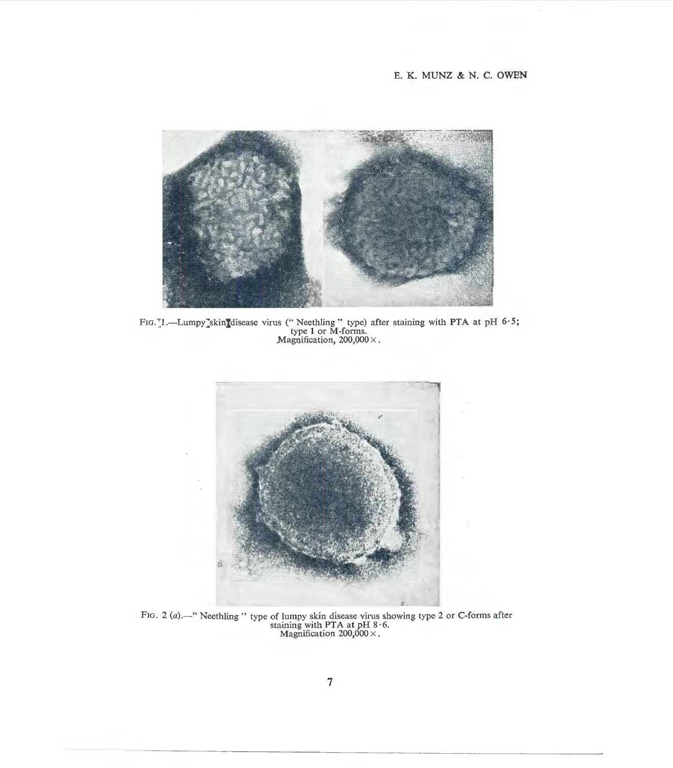FIG. 1.—Lumpy skin disease virus (" Neethling " type) after staining with PTA at pH 6·5; type 1 or M-forms.
Magnification, 200,000 ×.

FIG. 2 (*a*).—" Neethling " type of lumpy skin disease virus showing type 2 or C-forms after staining with PTA at pH 8·6.
Magnification 200,000 ×.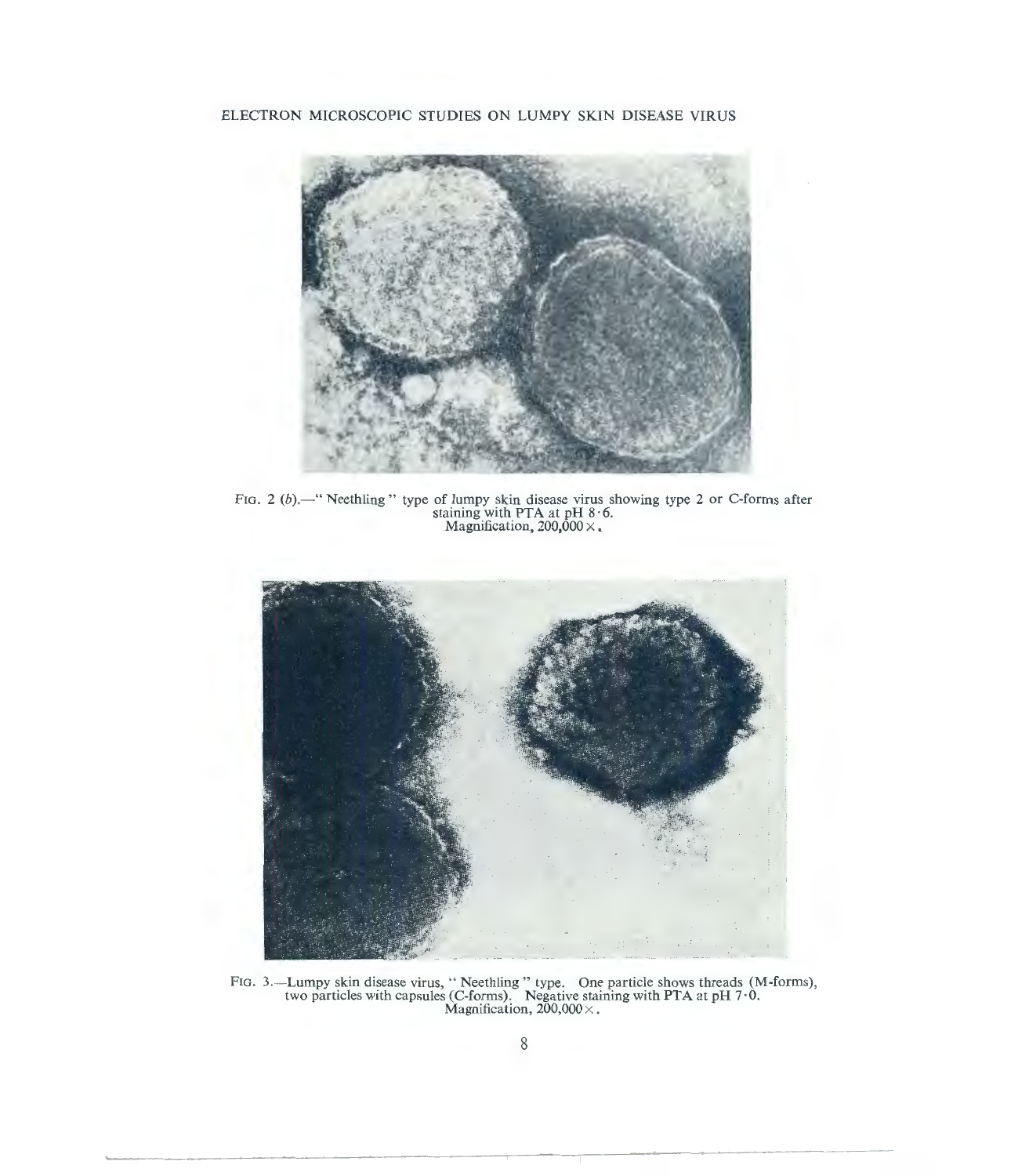FIG. 2 (*b*).—" Neethling " type of lumpy skin disease virus showing type 2 or C-forms after staining with PTA at pH 8·6.
Magnification, 200,000 ×.

FIG. 3.—Lumpy skin disease virus, " Neethling " type. One particle shows threads (M-forms), two particles with capsules (C-forms). Negative staining with PTA at pH 7·0.
Magnification, 200,000 ×.